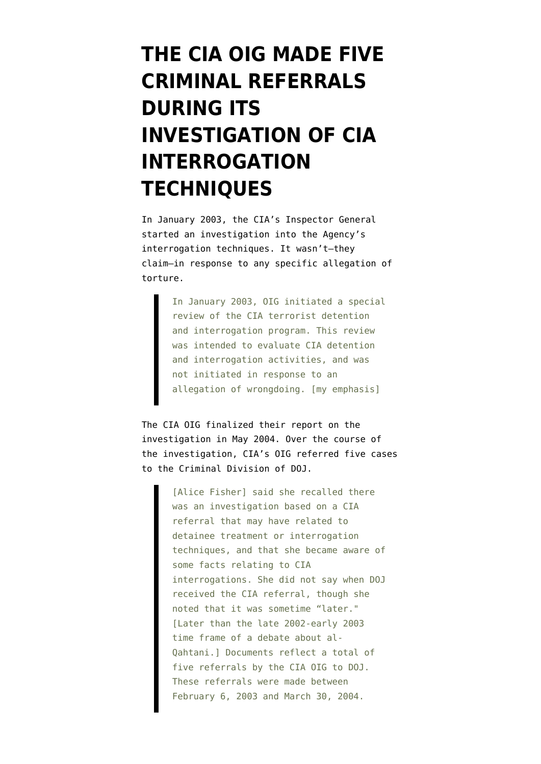# THE CIA OIG MADE FIVE CRIMINAL REFERRALS DURING ITS INVESTIGATION OF CIA INTERROGATION TECHNIQUES

In January 2003, the CIA's Inspector General started an investigation into the Agency's interrogation techniques. It wasn't—they claim—in response to any specific allegation of torture.

> In January 2003, OIG initiated a special review of the CIA terrorist detention and interrogation program. This review was intended to evaluate CIA detention and interrogation activities, and was not initiated in response to an allegation of wrongdoing. [my emphasis]

The CIA OIG finalized their report on the investigation in May 2004. Over the course of the investigation, CIA's OIG referred five cases to the Criminal Division of DOJ.

> [Alice Fisher] said she recalled there was an investigation based on a CIA referral that may have related to detainee treatment or interrogation techniques, and that she became aware of some facts relating to CIA interrogations. She did not say when DOJ received the CIA referral, though she noted that it was sometime "later." [Later than the late 2002-early 2003 time frame of a debate about al-Qahtani.] Documents reflect a total of five referrals by the CIA OIG to DOJ. These referrals were made between February 6, 2003 and March 30, 2004.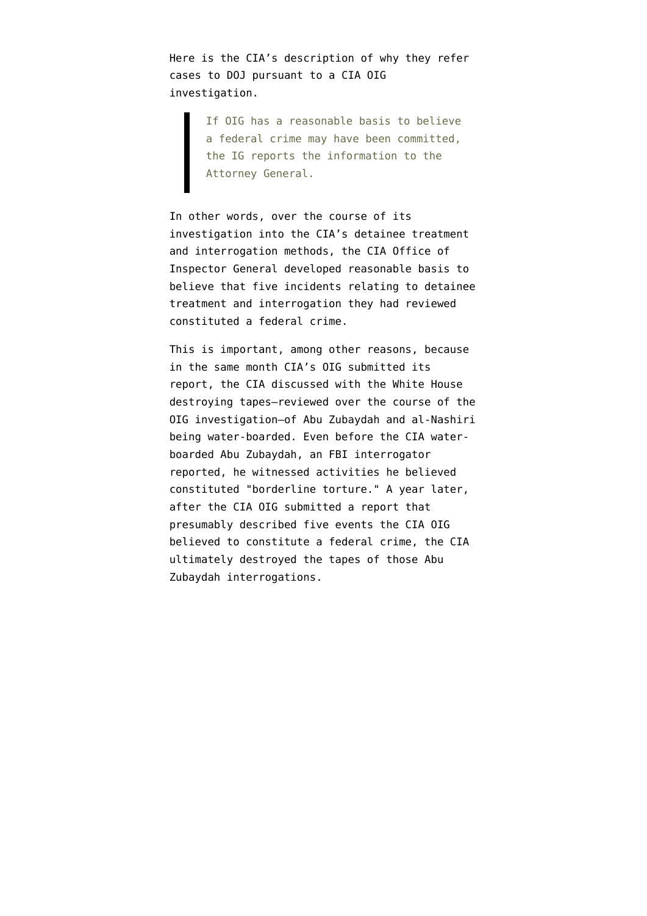Here is the CIA's description of why they refer cases to DOJ pursuant to a CIA OIG investigation.

> If OIG has a reasonable basis to believe a federal crime may have been committed, the IG reports the information to the Attorney General.

In other words, over the course of its investigation into the CIA's detainee treatment and interrogation methods, the CIA Office of Inspector General developed reasonable basis to believe that five incidents relating to detainee treatment and interrogation they had reviewed constituted a federal crime.

This is important, among other reasons, because in the same month CIA's OIG submitted its report, the CIA discussed with the White House destroying tapes—reviewed over the course of the OIG investigation—of Abu Zubaydah and al-Nashiri being water-boarded. Even before the CIA water-boarded Abu Zubaydah, an FBI interrogator reported, he witnessed activities he believed constituted "borderline torture." A year later, after the CIA OIG submitted a report that presumably described five events the CIA OIG believed to constitute a federal crime, the CIA ultimately destroyed the tapes of those Abu Zubaydah interrogations.